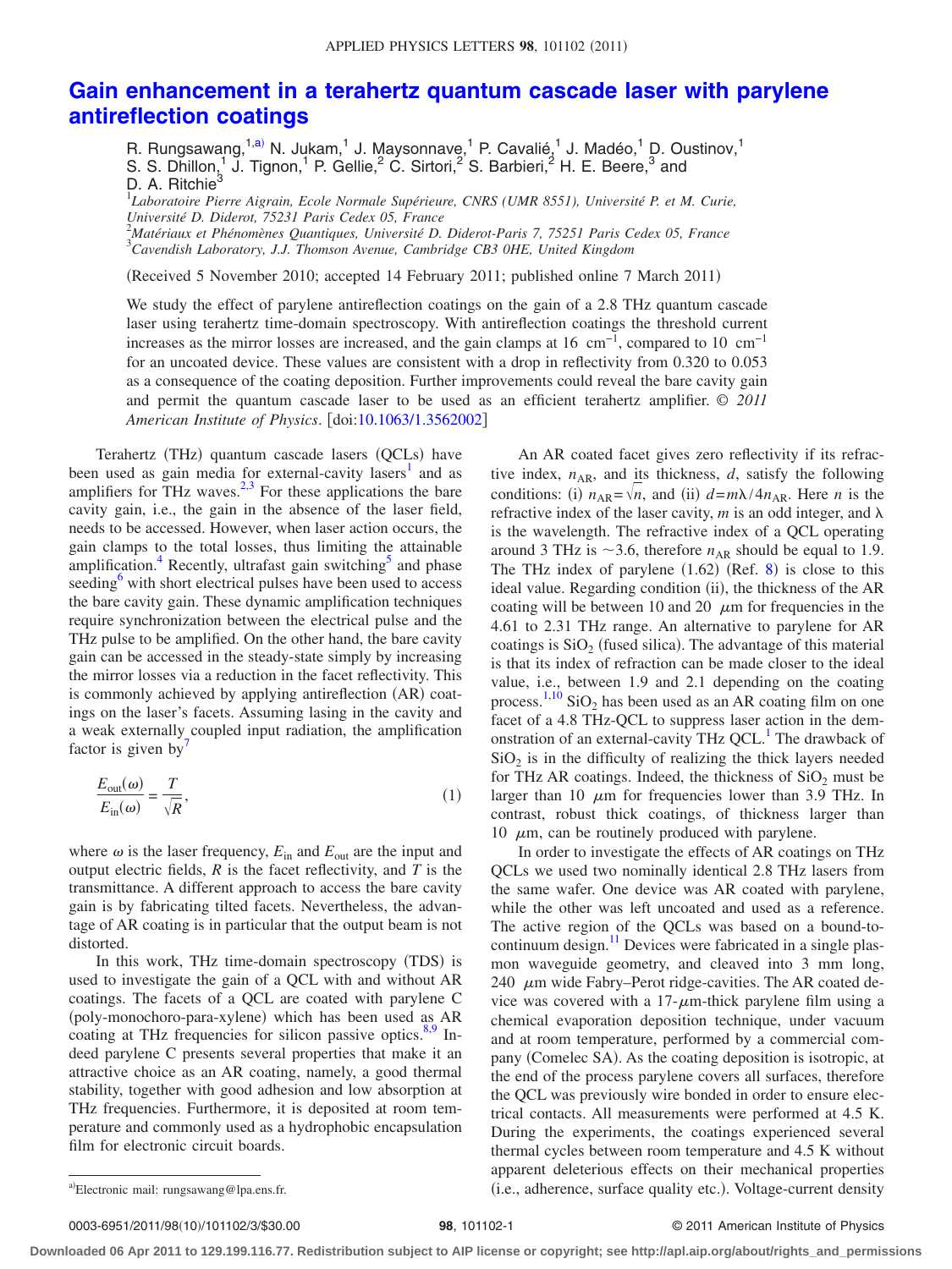# Gain enhancement in a terahertz quantum cascade laser with parylene antireflection coatings

R. Rungsawang,[1,a)] N. Jukam,[1] J. Maysonnave,[1] P. Cavalié,[1] J. Madéo,[1] D. Oustinov,[1] S. S. Dhillon,[1] J. Tignon,[1] P. Gellie,[2] C. Sirtori,[2] S. Barbieri,[2] H. E. Beere,[3] and D. A. Ritchie[3]

[1]*Laboratoire Pierre Aigrain, Ecole Normale Supérieure, CNRS (UMR 8551), Université P. et M. Curie, Université D. Diderot, 75231 Paris Cedex 05, France*
[2]*Matériaux et Phénomènes Quantiques, Université D. Diderot-Paris 7, 75251 Paris Cedex 05, France*
[3]*Cavendish Laboratory, J.J. Thomson Avenue, Cambridge CB3 0HE, United Kingdom*

(Received 5 November 2010; accepted 14 February 2011; published online 7 March 2011)

We study the effect of parylene antireflection coatings on the gain of a 2.8 THz quantum cascade laser using terahertz time-domain spectroscopy. With antireflection coatings the threshold current increases as the mirror losses are increased, and the gain clamps at 16 cm$^{-1}$, compared to 10 cm$^{-1}$ for an uncoated device. These values are consistent with a drop in reflectivity from 0.320 to 0.053 as a consequence of the coating deposition. Further improvements could reveal the bare cavity gain and permit the quantum cascade laser to be used as an efficient terahertz amplifier. © *2011 American Institute of Physics*. [doi:10.1063/1.3562002]

Terahertz (THz) quantum cascade lasers (QCLs) have been used as gain media for external-cavity lasers[1] and as amplifiers for THz waves.[2,3] For these applications the bare cavity gain, i.e., the gain in the absence of the laser field, needs to be accessed. However, when laser action occurs, the gain clamps to the total losses, thus limiting the attainable amplification.[4] Recently, ultrafast gain switching[5] and phase seeding[6] with short electrical pulses have been used to access the bare cavity gain. These dynamic amplification techniques require synchronization between the electrical pulse and the THz pulse to be amplified. On the other hand, the bare cavity gain can be accessed in the steady-state simply by increasing the mirror losses via a reduction in the facet reflectivity. This is commonly achieved by applying antireflection (AR) coatings on the laser's facets. Assuming lasing in the cavity and a weak externally coupled input radiation, the amplification factor is given by[7]

$$\frac{E_{\text{out}}(\omega)}{E_{\text{in}}(\omega)} = \frac{T}{\sqrt{R}}, \tag{1}$$

where $\omega$ is the laser frequency, $E_{\text{in}}$ and $E_{\text{out}}$ are the input and output electric fields, $R$ is the facet reflectivity, and $T$ is the transmittance. A different approach to access the bare cavity gain is by fabricating tilted facets. Nevertheless, the advantage of AR coating is in particular that the output beam is not distorted.

In this work, THz time-domain spectroscopy (TDS) is used to investigate the gain of a QCL with and without AR coatings. The facets of a QCL are coated with parylene C (poly-monochoro-para-xylene) which has been used as AR coating at THz frequencies for silicon passive optics.[8,9] Indeed parylene C presents several properties that make it an attractive choice as an AR coating, namely, a good thermal stability, together with good adhesion and low absorption at THz frequencies. Furthermore, it is deposited at room temperature and commonly used as a hydrophobic encapsulation film for electronic circuit boards.

An AR coated facet gives zero reflectivity if its refractive index, $n_{\text{AR}}$, and its thickness, $d$, satisfy the following conditions: (i) $n_{\text{AR}} = \sqrt{n}$, and (ii) $d = m\lambda/4n_{\text{AR}}$. Here $n$ is the refractive index of the laser cavity, $m$ is an odd integer, and $\lambda$ is the wavelength. The refractive index of a QCL operating around 3 THz is ~3.6, therefore $n_{\text{AR}}$ should be equal to 1.9. The THz index of parylene (1.62) (Ref. 8) is close to this ideal value. Regarding condition (ii), the thickness of the AR coating will be between 10 and 20 $\mu$m for frequencies in the 4.61 to 2.31 THz range. An alternative to parylene for AR coatings is $SiO_2$ (fused silica). The advantage of this material is that its index of refraction can be made closer to the ideal value, i.e., between 1.9 and 2.1 depending on the coating process.[1,10] $SiO_2$ has been used as an AR coating film on one facet of a 4.8 THz-QCL to suppress laser action in the demonstration of an external-cavity THz QCL.[1] The drawback of $SiO_2$ is in the difficulty of realizing the thick layers needed for THz AR coatings. Indeed, the thickness of $SiO_2$ must be larger than 10 $\mu$m for frequencies lower than 3.9 THz. In contrast, robust thick coatings, of thickness larger than 10 $\mu$m, can be routinely produced with parylene.

In order to investigate the effects of AR coatings on THz QCLs we used two nominally identical 2.8 THz lasers from the same wafer. One device was AR coated with parylene, while the other was left uncoated and used as a reference. The active region of the QCLs was based on a bound-to-continuum design.[11] Devices were fabricated in a single plasmon waveguide geometry, and cleaved into 3 mm long, 240 $\mu$m wide Fabry–Perot ridge-cavities. The AR coated device was covered with a 17-$\mu$m-thick parylene film using a chemical evaporation deposition technique, under vacuum and at room temperature, performed by a commercial company (Comelec SA). As the coating deposition is isotropic, at the end of the process parylene covers all surfaces, therefore the QCL was previously wire bonded in order to ensure electrical contacts. All measurements were performed at 4.5 K. During the experiments, the coatings experienced several thermal cycles between room temperature and 4.5 K without apparent deleterious effects on their mechanical properties (i.e., adherence, surface quality etc.). Voltage-current density

[a)]Electronic mail: rungsawang@lpa.ens.fr.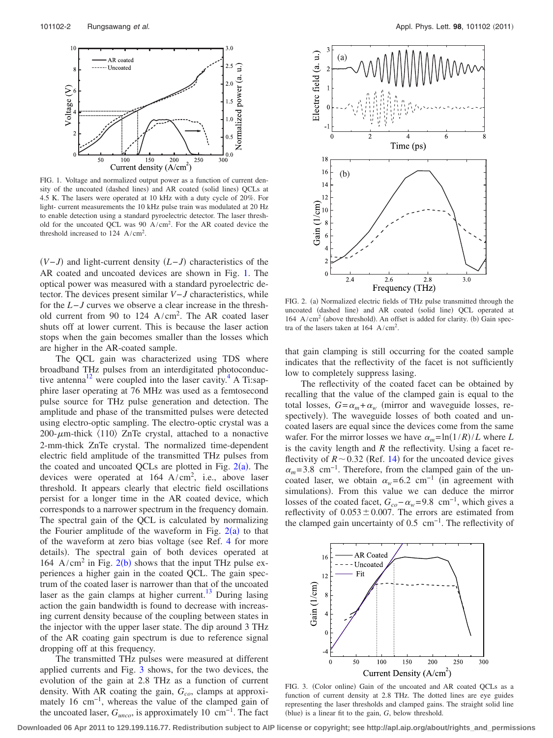FIG. 1. Voltage and normalized output power as a function of current density of the uncoated (dashed lines) and AR coated (solid lines) QCLs at 4.5 K. The lasers were operated at 10 kHz with a duty cycle of 20%. For light- current measurements the 10 kHz pulse train was modulated at 20 Hz to enable detection using a standard pyroelectric detector. The laser threshold for the uncoated QCL was 90 A/cm$^2$. For the AR coated device the threshold increased to 124 A/cm$^2$.

($V-J$) and light-current density ($L-J$) characteristics of the AR coated and uncoated devices are shown in Fig. 1. The optical power was measured with a standard pyroelectric detector. The devices present similar $V-J$ characteristics, while for the $L-J$ curves we observe a clear increase in the threshold current from 90 to 124 A/cm$^2$. The AR coated laser shuts off at lower current. This is because the laser action stops when the gain becomes smaller than the losses which are higher in the AR-coated sample.

The QCL gain was characterized using TDS where broadband THz pulses from an interdigitated photoconductive antenna[12] were coupled into the laser cavity.[4] A Ti:sapphire laser operating at 76 MHz was used as a femtosecond pulse source for THz pulse generation and detection. The amplitude and phase of the transmitted pulses were detected using electro-optic sampling. The electro-optic crystal was a 200-$\mu$m-thick ⟨110⟩ ZnTe crystal, attached to a nonactive 2-mm-thick ZnTe crystal. The normalized time-dependent electric field amplitude of the transmitted THz pulses from the coated and uncoated QCLs are plotted in Fig. 2(a). The devices were operated at 164 A/cm$^2$, i.e., above laser threshold. It appears clearly that electric field oscillations persist for a longer time in the AR coated device, which corresponds to a narrower spectrum in the frequency domain. The spectral gain of the QCL is calculated by normalizing the Fourier amplitude of the waveform in Fig. 2(a) to that of the waveform at zero bias voltage (see Ref. 4 for more details). The spectral gain of both devices operated at 164 A/cm$^2$ in Fig. 2(b) shows that the input THz pulse experiences a higher gain in the coated QCL. The gain spectrum of the coated laser is narrower than that of the uncoated laser as the gain clamps at higher current.[13] During lasing action the gain bandwidth is found to decrease with increasing current density because of the coupling between states in the injector with the upper laser state. The dip around 3 THz of the AR coating gain spectrum is due to reference signal dropping off at this frequency.

The transmitted THz pulses were measured at different applied currents and Fig. 3 shows, for the two devices, the evolution of the gain at 2.8 THz as a function of current density. With AR coating the gain, $G_{co}$, clamps at approximately 16 cm$^{-1}$, whereas the value of the clamped gain of the uncoated laser, $G_{unco}$, is approximately 10 cm$^{-1}$. The fact that gain clamping is still occurring for the coated sample indicates that the reflectivity of the facet is not sufficiently low to completely suppress lasing.

FIG. 2. (a) Normalized electric fields of THz pulse transmitted through the uncoated (dashed line) and AR coated (solid line) QCL operated at 164 A/cm$^2$ (above threshold). An offset is added for clarity. (b) Gain spectra of the lasers taken at 164 A/cm$^2$.

The reflectivity of the coated facet can be obtained by recalling that the value of the clamped gain is equal to the total losses, $G=\alpha_m+\alpha_w$ (mirror and waveguide losses, respectively). The waveguide losses of both coated and uncoated lasers are equal since the devices come from the same wafer. For the mirror losses we have $\alpha_m=\ln(1/R)/L$ where $L$ is the cavity length and $R$ the reflectivity. Using a facet reflectivity of $R\sim 0.32$ (Ref. 14) for the uncoated device gives $\alpha_m=3.8$ cm$^{-1}$. Therefore, from the clamped gain of the uncoated laser, we obtain $\alpha_w=6.2$ cm$^{-1}$ (in agreement with simulations). From this value we can deduce the mirror losses of the coated facet, $G_{co}-\alpha_w=9.8$ cm$^{-1}$, which gives a reflectivity of $0.053\pm 0.007$. The errors are estimated from the clamped gain uncertainty of 0.5 cm$^{-1}$. The reflectivity of

FIG. 3. (Color online) Gain of the uncoated and AR coated QCLs as a function of current density at 2.8 THz. The dotted lines are eye guides representing the laser thresholds and clamped gains. The straight solid line (blue) is a linear fit to the gain, $G$, below threshold.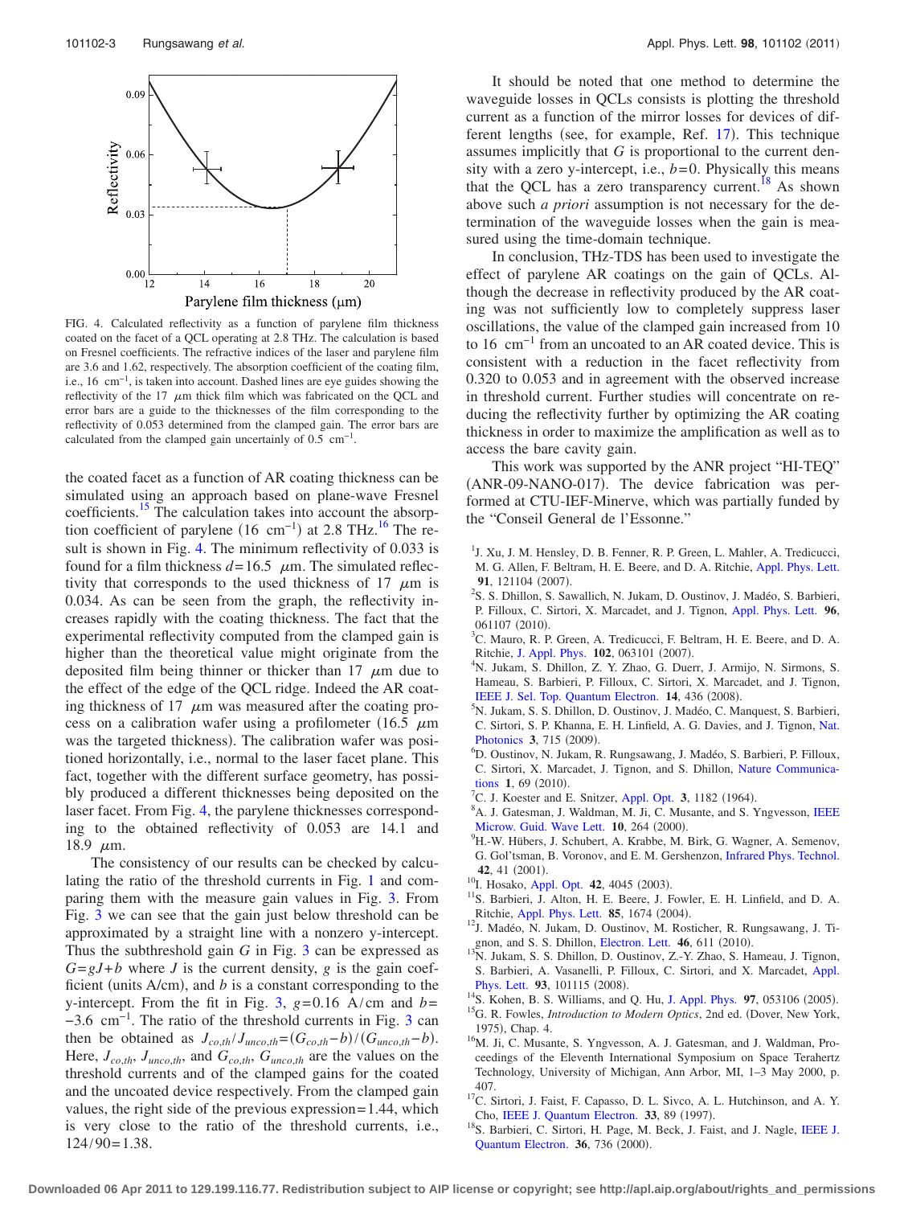0.09

0.06

0.03

0.00

12 14 16 18 20

Reflectivity

Parylene film thickness (μm)

FIG. 4. Calculated reflectivity as a function of parylene film thickness coated on the facet of a QCL operating at 2.8 THz. The calculation is based on Fresnel coefficients. The refractive indices of the laser and parylene film are 3.6 and 1.62, respectively. The absorption coefficient of the coating film, i.e., 16 cm$^{-1}$, is taken into account. Dashed lines are eye guides showing the reflectivity of the 17 μm thick film which was fabricated on the QCL and error bars are a guide to the thicknesses of the film corresponding to the reflectivity of 0.053 determined from the clamped gain. The error bars are calculated from the clamped gain uncertainly of 0.5 cm$^{-1}$.

the coated facet as a function of AR coating thickness can be simulated using an approach based on plane-wave Fresnel coefficients.[15] The calculation takes into account the absorption coefficient of parylene (16 cm$^{-1}$) at 2.8 THz.[16] The result is shown in Fig. 4. The minimum reflectivity of 0.033 is found for a film thickness $d=16.5$ μm. The simulated reflectivity that corresponds to the used thickness of 17 μm is 0.034. As can be seen from the graph, the reflectivity increases rapidly with the coating thickness. The fact that the experimental reflectivity computed from the clamped gain is higher than the theoretical value might originate from the deposited film being thinner or thicker than 17 μm due to the effect of the edge of the QCL ridge. Indeed the AR coating thickness of 17 μm was measured after the coating process on a calibration wafer using a profilometer (16.5 μm was the targeted thickness). The calibration wafer was positioned horizontally, i.e., normal to the laser facet plane. This fact, together with the different surface geometry, has possibly produced a different thicknesses being deposited on the laser facet. From Fig. 4, the parylene thicknesses corresponding to the obtained reflectivity of 0.053 are 14.1 and 18.9 μm.

The consistency of our results can be checked by calculating the ratio of the threshold currents in Fig. 1 and comparing them with the measure gain values in Fig. 3. From Fig. 3 we can see that the gain just below threshold can be approximated by a straight line with a nonzero y-intercept. Thus the subthreshold gain $G$ in Fig. 3 can be expressed as $G=gJ+b$ where $J$ is the current density, $g$ is the gain coefficient (units A/cm), and $b$ is a constant corresponding to the y-intercept. From the fit in Fig. 3, $g=0.16$ A/cm and $b=-3.6$ cm$^{-1}$. The ratio of the threshold currents in Fig. 3 can then be obtained as $J_{co,th}/J_{unco,th}=(G_{co,th}-b)/(G_{unco,th}-b)$. Here, $J_{co,th}$, $J_{unco,th}$, and $G_{co,th}$, $G_{unco,th}$ are the values on the threshold currents and of the clamped gains for the coated and the uncoated device respectively. From the clamped gain values, the right side of the previous expression=1.44, which is very close to the ratio of the threshold currents, i.e., 124/90=1.38.

It should be noted that one method to determine the waveguide losses in QCLs consists is plotting the threshold current as a function of the mirror losses for devices of different lengths (see, for example, Ref. 17). This technique assumes implicitly that $G$ is proportional to the current density with a zero y-intercept, i.e., $b=0$. Physically this means that the QCL has a zero transparency current.[18] As shown above such *a priori* assumption is not necessary for the determination of the waveguide losses when the gain is measured using the time-domain technique.

In conclusion, THz-TDS has been used to investigate the effect of parylene AR coatings on the gain of QCLs. Although the decrease in reflectivity produced by the AR coating was not sufficiently low to completely suppress laser oscillations, the value of the clamped gain increased from 10 to 16 cm$^{-1}$ from an uncoated to an AR coated device. This is consistent with a reduction in the facet reflectivity from 0.320 to 0.053 and in agreement with the observed increase in threshold current. Further studies will concentrate on reducing the reflectivity further by optimizing the AR coating thickness in order to maximize the amplification as well as to access the bare cavity gain.

This work was supported by the ANR project "HI-TEQ" (ANR-09-NANO-017). The device fabrication was performed at CTU-IEF-Minerve, which was partially funded by the "Conseil General de l'Essonne."

[1] J. Xu, J. M. Hensley, D. B. Fenner, R. P. Green, L. Mahler, A. Tredicucci, M. G. Allen, F. Beltram, H. E. Beere, and D. A. Ritchie, Appl. Phys. Lett. **91**, 121104 (2007).

[2] S. S. Dhillon, S. Sawallich, N. Jukam, D. Oustinov, J. Madéo, S. Barbieri, P. Filloux, C. Sirtori, X. Marcadet, and J. Tignon, Appl. Phys. Lett. **96**, 061107 (2010).

[3] C. Mauro, R. P. Green, A. Tredicucci, F. Beltram, H. E. Beere, and D. A. Ritchie, J. Appl. Phys. **102**, 063101 (2007).

[4] N. Jukam, S. Dhillon, Z. Y. Zhao, G. Duerr, J. Armijo, N. Sirmons, S. Hameau, S. Barbieri, P. Filloux, C. Sirtori, X. Marcadet, and J. Tignon, IEEE J. Sel. Top. Quantum Electron. **14**, 436 (2008).

[5] N. Jukam, S. S. Dhillon, D. Oustinov, J. Madéo, C. Manquest, S. Barbieri, C. Sirtori, S. P. Khanna, E. H. Linfield, A. G. Davies, and J. Tignon, Nat. Photonics **3**, 715 (2009).

[6] D. Oustinov, N. Jukam, R. Rungsawang, J. Madéo, S. Barbieri, P. Filloux, C. Sirtori, X. Marcadet, J. Tignon, and S. Dhillon, Nature Communications **1**, 69 (2010).

[7] C. J. Koester and E. Snitzer, Appl. Opt. **3**, 1182 (1964).

[8] A. J. Gatesman, J. Waldman, M. Ji, C. Musante, and S. Yngvesson, IEEE Microw. Guid. Wave Lett. **10**, 264 (2000).

[9] H.-W. Hübers, J. Schubert, A. Krabbe, M. Birk, G. Wagner, A. Semenov, G. Gol'tsman, B. Voronov, and E. M. Gershenzon, Infrared Phys. Technol. **42**, 41 (2001).

[10] I. Hosako, Appl. Opt. **42**, 4045 (2003).

[11] S. Barbieri, J. Alton, H. E. Beere, J. Fowler, E. H. Linfield, and D. A. Ritchie, Appl. Phys. Lett. **85**, 1674 (2004).

[12] J. Madéo, N. Jukam, D. Oustinov, M. Rosticher, R. Rungsawang, J. Tignon, and S. S. Dhillon, Electron. Lett. **46**, 611 (2010).

[13] N. Jukam, S. S. Dhillon, D. Oustinov, Z.-Y. Zhao, S. Hameau, J. Tignon, S. Barbieri, A. Vasanelli, P. Filloux, C. Sirtori, and X. Marcadet, Appl. Phys. Lett. **93**, 101115 (2008).

[14] S. Kohen, B. S. Williams, and Q. Hu, J. Appl. Phys. **97**, 053106 (2005).

[15] G. R. Fowles, *Introduction to Modern Optics*, 2nd ed. (Dover, New York, 1975), Chap. 4.

[16] M. Ji, C. Musante, S. Yngvesson, A. J. Gatesman, and J. Waldman, Proceedings of the Eleventh International Symposium on Space Terahertz Technology, University of Michigan, Ann Arbor, MI, 1–3 May 2000, p. 407.

[17] C. Sirtori, J. Faist, F. Capasso, D. L. Sivco, A. L. Hutchinson, and A. Y. Cho, IEEE J. Quantum Electron. **33**, 89 (1997).

[18] S. Barbieri, C. Sirtori, H. Page, M. Beck, J. Faist, and J. Nagle, IEEE J. Quantum Electron. **36**, 736 (2000).